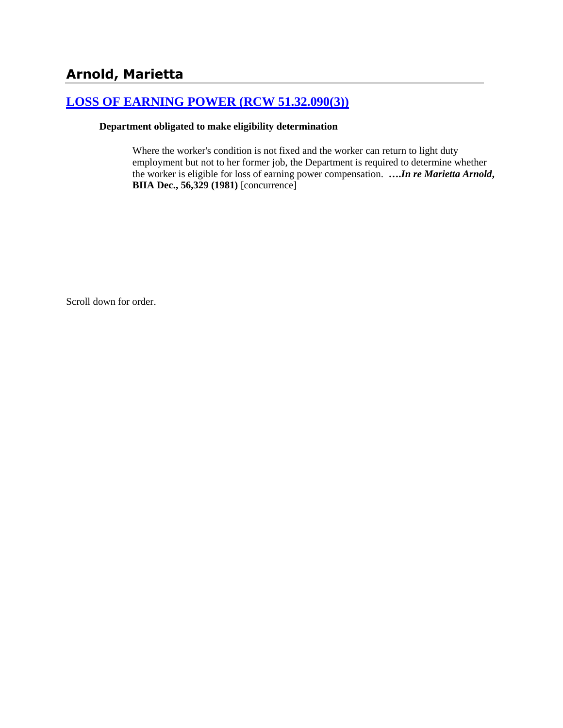# Arnold, Marietta

## [LOSS OF EARNING POWER (RCW 51.32.090(3))]()

**Department obligated to make eligibility determination**

> Where the worker's condition is not fixed and the worker can return to light duty employment but not to her former job, the Department is required to determine whether the worker is eligible for loss of earning power compensation. ***….In re Marietta Arnold*, BIIA Dec., 56,329 (1981)** [concurrence]

Scroll down for order.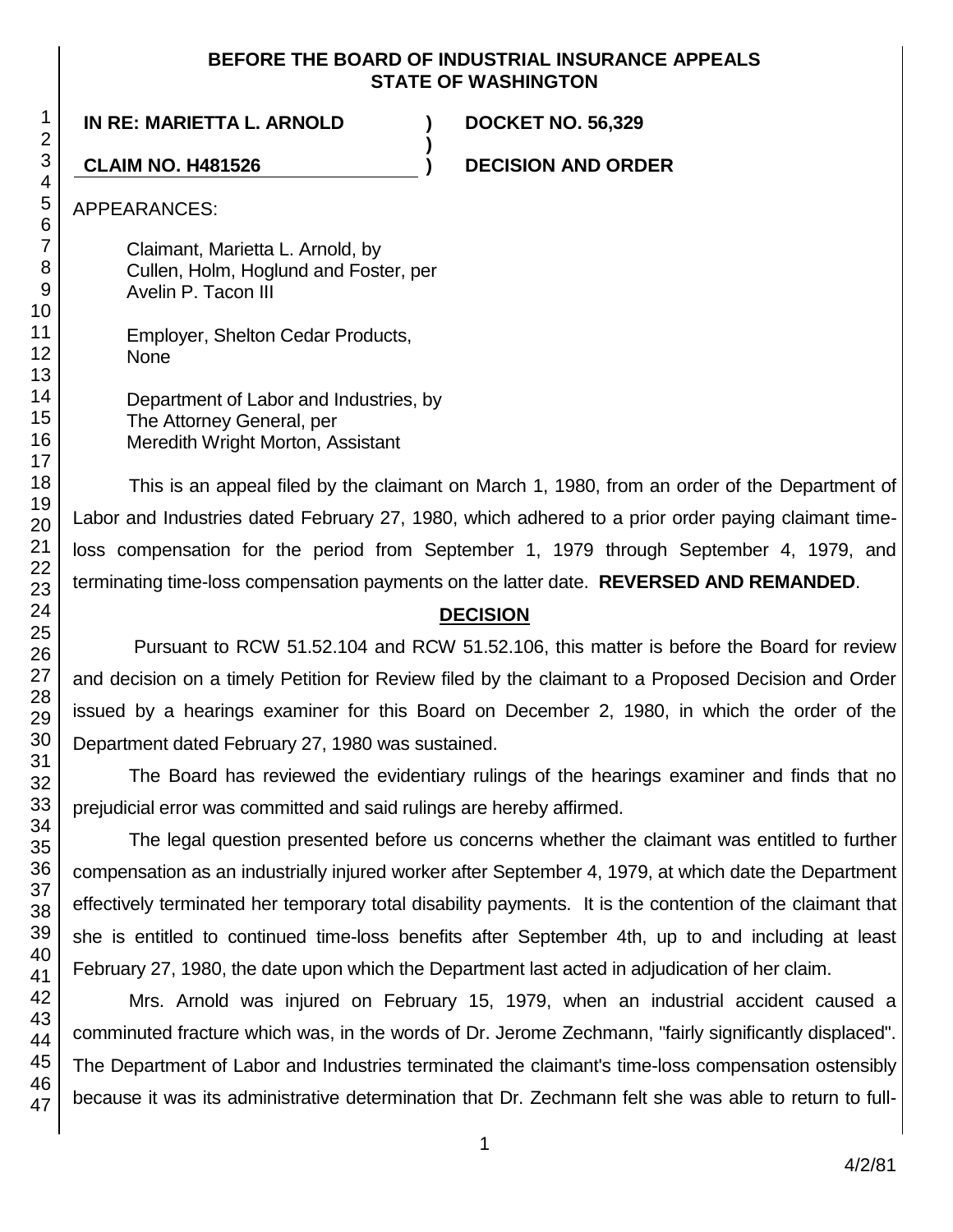**BEFORE THE BOARD OF INDUSTRIAL INSURANCE APPEALS STATE OF WASHINGTON**

| | | |
|---|---|---|
| **IN RE: MARIETTA L. ARNOLD** | **)** | **DOCKET NO. 56,329** |
| | **)** | |
| **CLAIM NO. H481526** | **)** | **DECISION AND ORDER** |

APPEARANCES:

Claimant, Marietta L. Arnold, by
Cullen, Holm, Hoglund and Foster, per
Avelin P. Tacon III

Employer, Shelton Cedar Products,
None

Department of Labor and Industries, by
The Attorney General, per
Meredith Wright Morton, Assistant

This is an appeal filed by the claimant on March 1, 1980, from an order of the Department of Labor and Industries dated February 27, 1980, which adhered to a prior order paying claimant time-loss compensation for the period from September 1, 1979 through September 4, 1979, and terminating time-loss compensation payments on the latter date. **REVERSED AND REMANDED**.

## DECISION

Pursuant to RCW 51.52.104 and RCW 51.52.106, this matter is before the Board for review and decision on a timely Petition for Review filed by the claimant to a Proposed Decision and Order issued by a hearings examiner for this Board on December 2, 1980, in which the order of the Department dated February 27, 1980 was sustained.

The Board has reviewed the evidentiary rulings of the hearings examiner and finds that no prejudicial error was committed and said rulings are hereby affirmed.

The legal question presented before us concerns whether the claimant was entitled to further compensation as an industrially injured worker after September 4, 1979, at which date the Department effectively terminated her temporary total disability payments. It is the contention of the claimant that she is entitled to continued time-loss benefits after September 4th, up to and including at least February 27, 1980, the date upon which the Department last acted in adjudication of her claim.

Mrs. Arnold was injured on February 15, 1979, when an industrial accident caused a comminuted fracture which was, in the words of Dr. Jerome Zechmann, "fairly significantly displaced". The Department of Labor and Industries terminated the claimant's time-loss compensation ostensibly because it was its administrative determination that Dr. Zechmann felt she was able to return to full-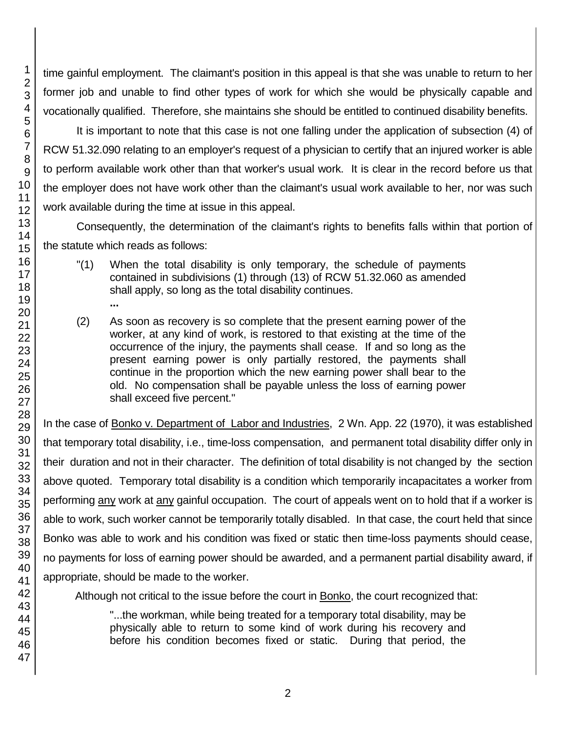time gainful employment. The claimant's position in this appeal is that she was unable to return to her former job and unable to find other types of work for which she would be physically capable and vocationally qualified. Therefore, she maintains she should be entitled to continued disability benefits.

It is important to note that this case is not one falling under the application of subsection (4) of RCW 51.32.090 relating to an employer's request of a physician to certify that an injured worker is able to perform available work other than that worker's usual work. It is clear in the record before us that the employer does not have work other than the claimant's usual work available to her, nor was such work available during the time at issue in this appeal.

Consequently, the determination of the claimant's rights to benefits falls within that portion of the statute which reads as follows:

> "(1) When the total disability is only temporary, the schedule of payments contained in subdivisions (1) through (13) of RCW 51.32.060 as amended shall apply, so long as the total disability continues.
>
> ...
>
> (2) As soon as recovery is so complete that the present earning power of the worker, at any kind of work, is restored to that existing at the time of the occurrence of the injury, the payments shall cease. If and so long as the present earning power is only partially restored, the payments shall continue in the proportion which the new earning power shall bear to the old. No compensation shall be payable unless the loss of earning power shall exceed five percent."

In the case of Bonko v. Department of Labor and Industries, 2 Wn. App. 22 (1970), it was established that temporary total disability, i.e., time-loss compensation, and permanent total disability differ only in their duration and not in their character. The definition of total disability is not changed by the section above quoted. Temporary total disability is a condition which temporarily incapacitates a worker from performing any work at any gainful occupation. The court of appeals went on to hold that if a worker is able to work, such worker cannot be temporarily totally disabled. In that case, the court held that since Bonko was able to work and his condition was fixed or static then time-loss payments should cease, no payments for loss of earning power should be awarded, and a permanent partial disability award, if appropriate, should be made to the worker.

Although not critical to the issue before the court in Bonko, the court recognized that:

> "...the workman, while being treated for a temporary total disability, may be physically able to return to some kind of work during his recovery and before his condition becomes fixed or static. During that period, the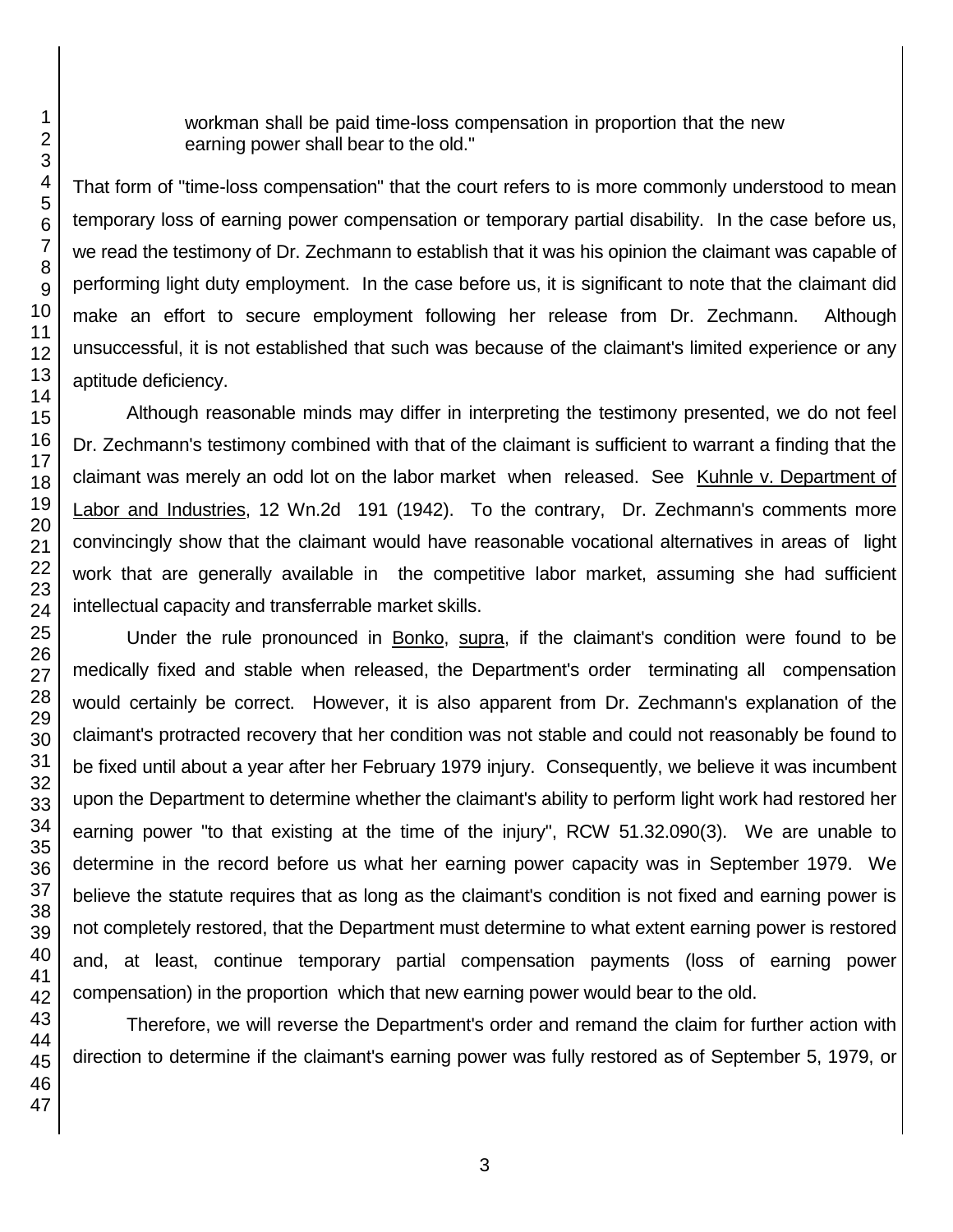workman shall be paid time-loss compensation in proportion that the new earning power shall bear to the old."

That form of "time-loss compensation" that the court refers to is more commonly understood to mean temporary loss of earning power compensation or temporary partial disability. In the case before us, we read the testimony of Dr. Zechmann to establish that it was his opinion the claimant was capable of performing light duty employment. In the case before us, it is significant to note that the claimant did make an effort to secure employment following her release from Dr. Zechmann. Although unsuccessful, it is not established that such was because of the claimant's limited experience or any aptitude deficiency.

Although reasonable minds may differ in interpreting the testimony presented, we do not feel Dr. Zechmann's testimony combined with that of the claimant is sufficient to warrant a finding that the claimant was merely an odd lot on the labor market when released. See Kuhnle v. Department of Labor and Industries, 12 Wn.2d 191 (1942). To the contrary, Dr. Zechmann's comments more convincingly show that the claimant would have reasonable vocational alternatives in areas of light work that are generally available in the competitive labor market, assuming she had sufficient intellectual capacity and transferrable market skills.

Under the rule pronounced in Bonko, supra, if the claimant's condition were found to be medically fixed and stable when released, the Department's order terminating all compensation would certainly be correct. However, it is also apparent from Dr. Zechmann's explanation of the claimant's protracted recovery that her condition was not stable and could not reasonably be found to be fixed until about a year after her February 1979 injury. Consequently, we believe it was incumbent upon the Department to determine whether the claimant's ability to perform light work had restored her earning power "to that existing at the time of the injury", RCW 51.32.090(3). We are unable to determine in the record before us what her earning power capacity was in September 1979. We believe the statute requires that as long as the claimant's condition is not fixed and earning power is not completely restored, that the Department must determine to what extent earning power is restored and, at least, continue temporary partial compensation payments (loss of earning power compensation) in the proportion which that new earning power would bear to the old.

Therefore, we will reverse the Department's order and remand the claim for further action with direction to determine if the claimant's earning power was fully restored as of September 5, 1979, or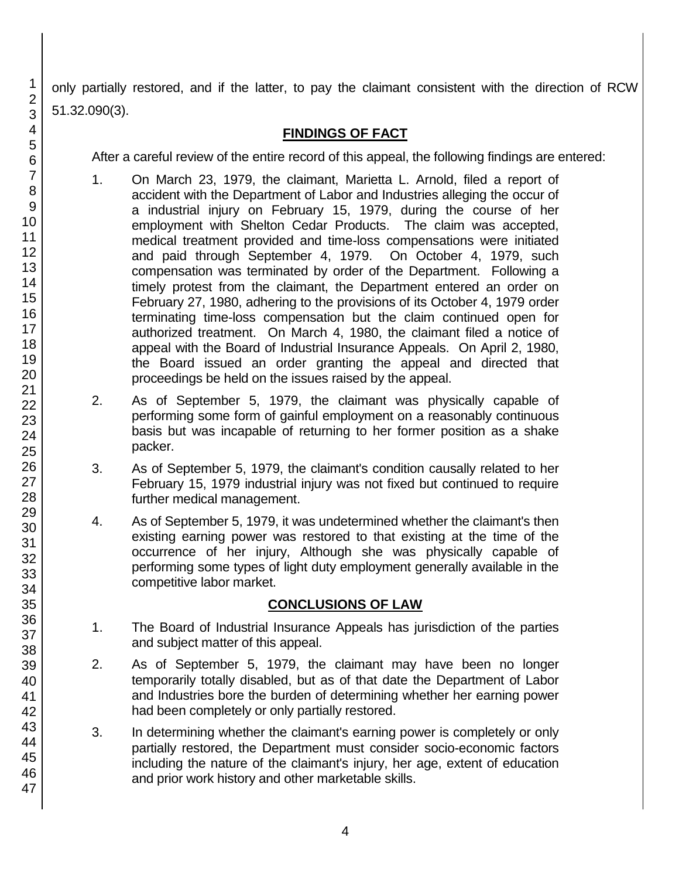only partially restored, and if the latter, to pay the claimant consistent with the direction of RCW 51.32.090(3).

## FINDINGS OF FACT

After a careful review of the entire record of this appeal, the following findings are entered:

1. On March 23, 1979, the claimant, Marietta L. Arnold, filed a report of accident with the Department of Labor and Industries alleging the occur of a industrial injury on February 15, 1979, during the course of her employment with Shelton Cedar Products. The claim was accepted, medical treatment provided and time-loss compensations were initiated and paid through September 4, 1979. On October 4, 1979, such compensation was terminated by order of the Department. Following a timely protest from the claimant, the Department entered an order on February 27, 1980, adhering to the provisions of its October 4, 1979 order terminating time-loss compensation but the claim continued open for authorized treatment. On March 4, 1980, the claimant filed a notice of appeal with the Board of Industrial Insurance Appeals. On April 2, 1980, the Board issued an order granting the appeal and directed that proceedings be held on the issues raised by the appeal.

2. As of September 5, 1979, the claimant was physically capable of performing some form of gainful employment on a reasonably continuous basis but was incapable of returning to her former position as a shake packer.

3. As of September 5, 1979, the claimant's condition causally related to her February 15, 1979 industrial injury was not fixed but continued to require further medical management.

4. As of September 5, 1979, it was undetermined whether the claimant's then existing earning power was restored to that existing at the time of the occurrence of her injury, Although she was physically capable of performing some types of light duty employment generally available in the competitive labor market.

## CONCLUSIONS OF LAW

1. The Board of Industrial Insurance Appeals has jurisdiction of the parties and subject matter of this appeal.

2. As of September 5, 1979, the claimant may have been no longer temporarily totally disabled, but as of that date the Department of Labor and Industries bore the burden of determining whether her earning power had been completely or only partially restored.

3. In determining whether the claimant's earning power is completely or only partially restored, the Department must consider socio-economic factors including the nature of the claimant's injury, her age, extent of education and prior work history and other marketable skills.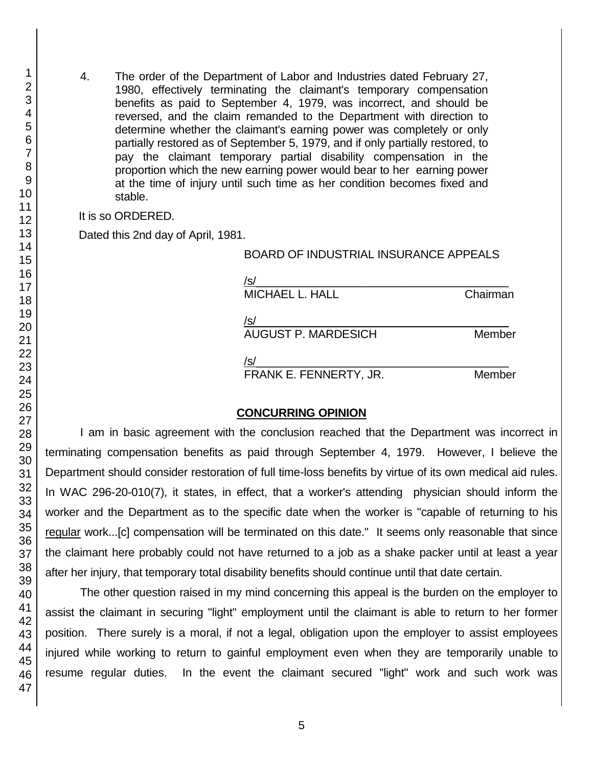4. The order of the Department of Labor and Industries dated February 27, 1980, effectively terminating the claimant's temporary compensation benefits as paid to September 4, 1979, was incorrect, and should be reversed, and the claim remanded to the Department with direction to determine whether the claimant's earning power was completely or only partially restored as of September 5, 1979, and if only partially restored, to pay the claimant temporary partial disability compensation in the proportion which the new earning power would bear to her earning power at the time of injury until such time as her condition becomes fixed and stable.

It is so ORDERED.

Dated this 2nd day of April, 1981.

BOARD OF INDUSTRIAL INSURANCE APPEALS

/s/
MICHAEL L. HALL Chairman

/s/
AUGUST P. MARDESICH Member

/s/
FRANK E. FENNERTY, JR. Member

## CONCURRING OPINION

I am in basic agreement with the conclusion reached that the Department was incorrect in terminating compensation benefits as paid through September 4, 1979. However, I believe the Department should consider restoration of full time-loss benefits by virtue of its own medical aid rules. In WAC 296-20-010(7), it states, in effect, that a worker's attending physician should inform the worker and the Department as to the specific date when the worker is "capable of returning to his regular work...[c] compensation will be terminated on this date." It seems only reasonable that since the claimant here probably could not have returned to a job as a shake packer until at least a year after her injury, that temporary total disability benefits should continue until that date certain.

The other question raised in my mind concerning this appeal is the burden on the employer to assist the claimant in securing "light" employment until the claimant is able to return to her former position. There surely is a moral, if not a legal, obligation upon the employer to assist employees injured while working to return to gainful employment even when they are temporarily unable to resume regular duties. In the event the claimant secured "light" work and such work was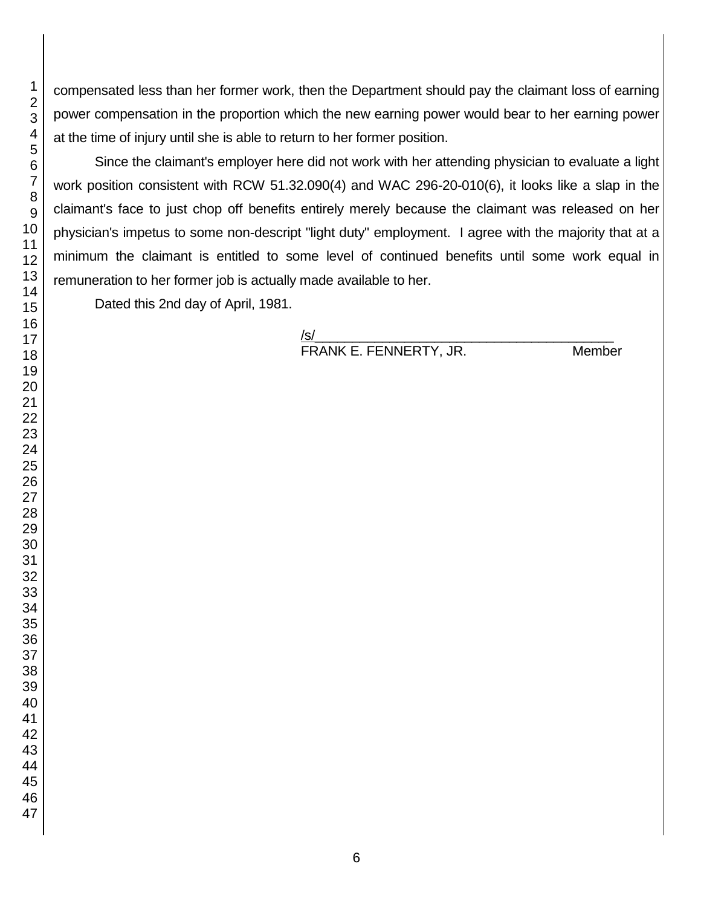compensated less than her former work, then the Department should pay the claimant loss of earning power compensation in the proportion which the new earning power would bear to her earning power at the time of injury until she is able to return to her former position.

Since the claimant's employer here did not work with her attending physician to evaluate a light work position consistent with RCW 51.32.090(4) and WAC 296-20-010(6), it looks like a slap in the claimant's face to just chop off benefits entirely merely because the claimant was released on her physician's impetus to some non-descript "light duty" employment. I agree with the majority that at a minimum the claimant is entitled to some level of continued benefits until some work equal in remuneration to her former job is actually made available to her.

Dated this 2nd day of April, 1981.

/s/________________________________________
FRANK E. FENNERTY, JR. Member